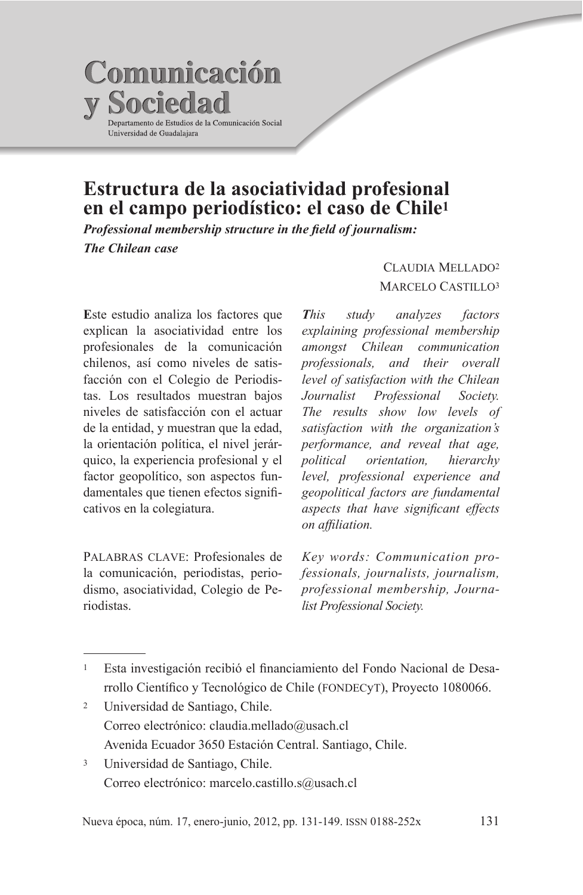Comunicación y Sociedad
Departamento de Estudios de la Comunicación Social
Universidad de Guadalajara

# Estructura de la asociatividad profesional en el campo periodístico: el caso de Chile[1]

***Professional membership structure in the field of journalism: The Chilean case***

Claudia Mellado[2]
Marcelo Castillo[3]

**E**ste estudio analiza los factores que explican la asociatividad entre los profesionales de la comunicación chilenos, así como niveles de satisfacción con el Colegio de Periodistas. Los resultados muestran bajos niveles de satisfacción con el actuar de la entidad, y muestran que la edad, la orientación política, el nivel jerárquico, la experiencia profesional y el factor geopolítico, son aspectos fundamentales que tienen efectos significativos en la colegiatura.

Palabras clave: Profesionales de la comunicación, periodistas, periodismo, asociatividad, Colegio de Periodistas.

***T****his study analyzes factors explaining professional membership amongst Chilean communication professionals, and their overall level of satisfaction with the Chilean Journalist Professional Society. The results show low levels of satisfaction with the organization's performance, and reveal that age, political orientation, hierarchy level, professional experience and geopolitical factors are fundamental aspects that have significant effects on affiliation.*

*Key words: Communication professionals, journalists, journalism, professional membership, Journalist Professional Society.*

---

[1] Esta investigación recibió el financiamiento del Fondo Nacional de Desarrollo Científico y Tecnológico de Chile (FONDECyT), Proyecto 1080066.

[2] Universidad de Santiago, Chile.
Correo electrónico: claudia.mellado@usach.cl
Avenida Ecuador 3650 Estación Central. Santiago, Chile.

[3] Universidad de Santiago, Chile.
Correo electrónico: marcelo.castillo.s@usach.cl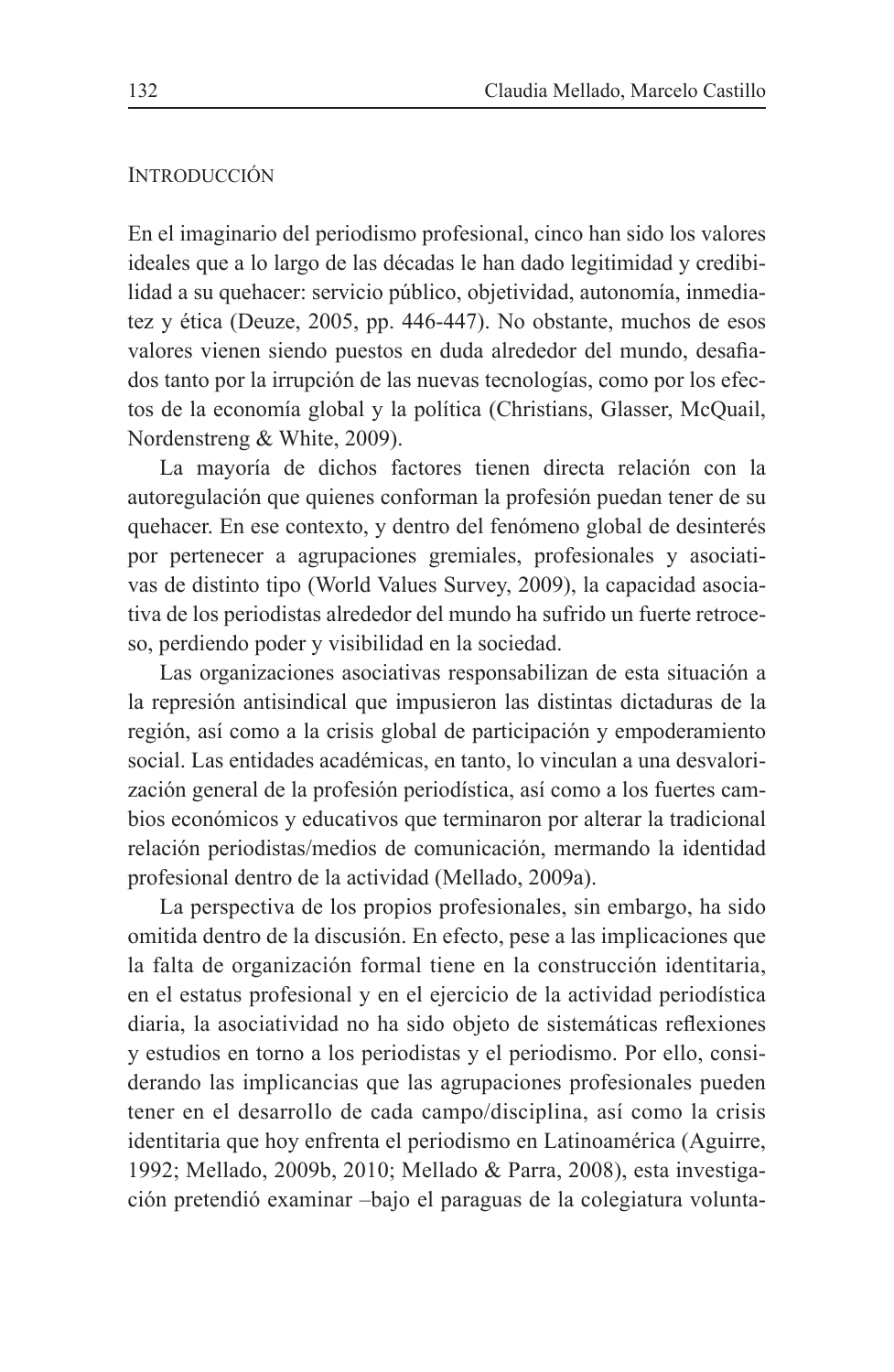## Introducción

En el imaginario del periodismo profesional, cinco han sido los valores ideales que a lo largo de las décadas le han dado legitimidad y credibilidad a su quehacer: servicio público, objetividad, autonomía, inmediatez y ética (Deuze, 2005, pp. 446-447). No obstante, muchos de esos valores vienen siendo puestos en duda alrededor del mundo, desafiados tanto por la irrupción de las nuevas tecnologías, como por los efectos de la economía global y la política (Christians, Glasser, McQuail, Nordenstreng & White, 2009).

La mayoría de dichos factores tienen directa relación con la autoregulación que quienes conforman la profesión puedan tener de su quehacer. En ese contexto, y dentro del fenómeno global de desinterés por pertenecer a agrupaciones gremiales, profesionales y asociativas de distinto tipo (World Values Survey, 2009), la capacidad asociativa de los periodistas alrededor del mundo ha sufrido un fuerte retroceso, perdiendo poder y visibilidad en la sociedad.

Las organizaciones asociativas responsabilizan de esta situación a la represión antisindical que impusieron las distintas dictaduras de la región, así como a la crisis global de participación y empoderamiento social. Las entidades académicas, en tanto, lo vinculan a una desvalorización general de la profesión periodística, así como a los fuertes cambios económicos y educativos que terminaron por alterar la tradicional relación periodistas/medios de comunicación, mermando la identidad profesional dentro de la actividad (Mellado, 2009a).

La perspectiva de los propios profesionales, sin embargo, ha sido omitida dentro de la discusión. En efecto, pese a las implicaciones que la falta de organización formal tiene en la construcción identitaria, en el estatus profesional y en el ejercicio de la actividad periodística diaria, la asociatividad no ha sido objeto de sistemáticas reflexiones y estudios en torno a los periodistas y el periodismo. Por ello, considerando las implicancias que las agrupaciones profesionales pueden tener en el desarrollo de cada campo/disciplina, así como la crisis identitaria que hoy enfrenta el periodismo en Latinoamérica (Aguirre, 1992; Mellado, 2009b, 2010; Mellado & Parra, 2008), esta investigación pretendió examinar –bajo el paraguas de la colegiatura volunta-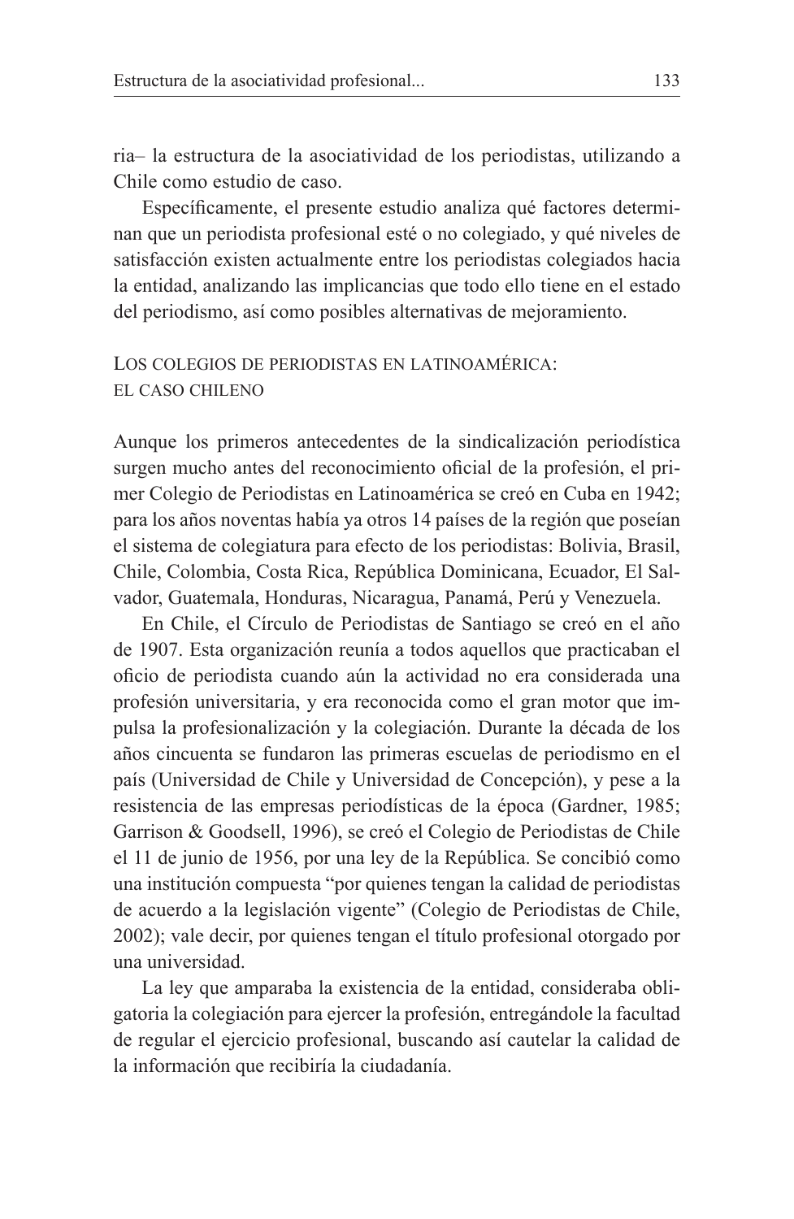ria– la estructura de la asociatividad de los periodistas, utilizando a Chile como estudio de caso.

Específicamente, el presente estudio analiza qué factores determinan que un periodista profesional esté o no colegiado, y qué niveles de satisfacción existen actualmente entre los periodistas colegiados hacia la entidad, analizando las implicancias que todo ello tiene en el estado del periodismo, así como posibles alternativas de mejoramiento.

## Los colegios de periodistas en Latinoamérica: el caso chileno

Aunque los primeros antecedentes de la sindicalización periodística surgen mucho antes del reconocimiento oficial de la profesión, el primer Colegio de Periodistas en Latinoamérica se creó en Cuba en 1942; para los años noventas había ya otros 14 países de la región que poseían el sistema de colegiatura para efecto de los periodistas: Bolivia, Brasil, Chile, Colombia, Costa Rica, República Dominicana, Ecuador, El Salvador, Guatemala, Honduras, Nicaragua, Panamá, Perú y Venezuela.

En Chile, el Círculo de Periodistas de Santiago se creó en el año de 1907. Esta organización reunía a todos aquellos que practicaban el oficio de periodista cuando aún la actividad no era considerada una profesión universitaria, y era reconocida como el gran motor que impulsa la profesionalización y la colegiación. Durante la década de los años cincuenta se fundaron las primeras escuelas de periodismo en el país (Universidad de Chile y Universidad de Concepción), y pese a la resistencia de las empresas periodísticas de la época (Gardner, 1985; Garrison & Goodsell, 1996), se creó el Colegio de Periodistas de Chile el 11 de junio de 1956, por una ley de la República. Se concibió como una institución compuesta "por quienes tengan la calidad de periodistas de acuerdo a la legislación vigente" (Colegio de Periodistas de Chile, 2002); vale decir, por quienes tengan el título profesional otorgado por una universidad.

La ley que amparaba la existencia de la entidad, consideraba obligatoria la colegiación para ejercer la profesión, entregándole la facultad de regular el ejercicio profesional, buscando así cautelar la calidad de la información que recibiría la ciudadanía.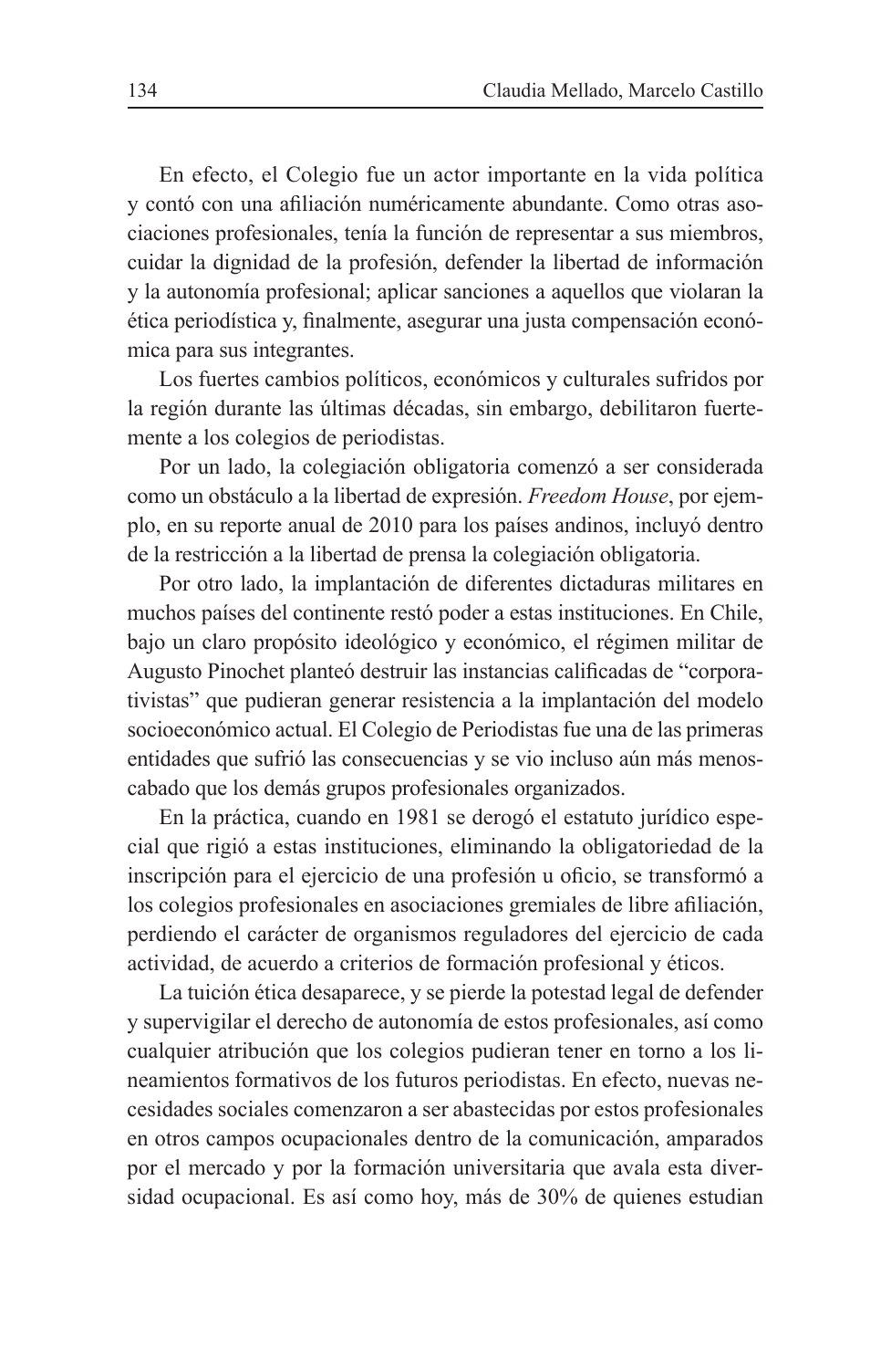En efecto, el Colegio fue un actor importante en la vida política y contó con una afiliación numéricamente abundante. Como otras asociaciones profesionales, tenía la función de representar a sus miembros, cuidar la dignidad de la profesión, defender la libertad de información y la autonomía profesional; aplicar sanciones a aquellos que violaran la ética periodística y, finalmente, asegurar una justa compensación económica para sus integrantes.

Los fuertes cambios políticos, económicos y culturales sufridos por la región durante las últimas décadas, sin embargo, debilitaron fuertemente a los colegios de periodistas.

Por un lado, la colegiación obligatoria comenzó a ser considerada como un obstáculo a la libertad de expresión. *Freedom House*, por ejemplo, en su reporte anual de 2010 para los países andinos, incluyó dentro de la restricción a la libertad de prensa la colegiación obligatoria.

Por otro lado, la implantación de diferentes dictaduras militares en muchos países del continente restó poder a estas instituciones. En Chile, bajo un claro propósito ideológico y económico, el régimen militar de Augusto Pinochet planteó destruir las instancias calificadas de "corporativistas" que pudieran generar resistencia a la implantación del modelo socioeconómico actual. El Colegio de Periodistas fue una de las primeras entidades que sufrió las consecuencias y se vio incluso aún más menoscabado que los demás grupos profesionales organizados.

En la práctica, cuando en 1981 se derogó el estatuto jurídico especial que rigió a estas instituciones, eliminando la obligatoriedad de la inscripción para el ejercicio de una profesión u oficio, se transformó a los colegios profesionales en asociaciones gremiales de libre afiliación, perdiendo el carácter de organismos reguladores del ejercicio de cada actividad, de acuerdo a criterios de formación profesional y éticos.

La tuición ética desaparece, y se pierde la potestad legal de defender y supervigilar el derecho de autonomía de estos profesionales, así como cualquier atribución que los colegios pudieran tener en torno a los lineamientos formativos de los futuros periodistas. En efecto, nuevas necesidades sociales comenzaron a ser abastecidas por estos profesionales en otros campos ocupacionales dentro de la comunicación, amparados por el mercado y por la formación universitaria que avala esta diversidad ocupacional. Es así como hoy, más de 30% de quienes estudian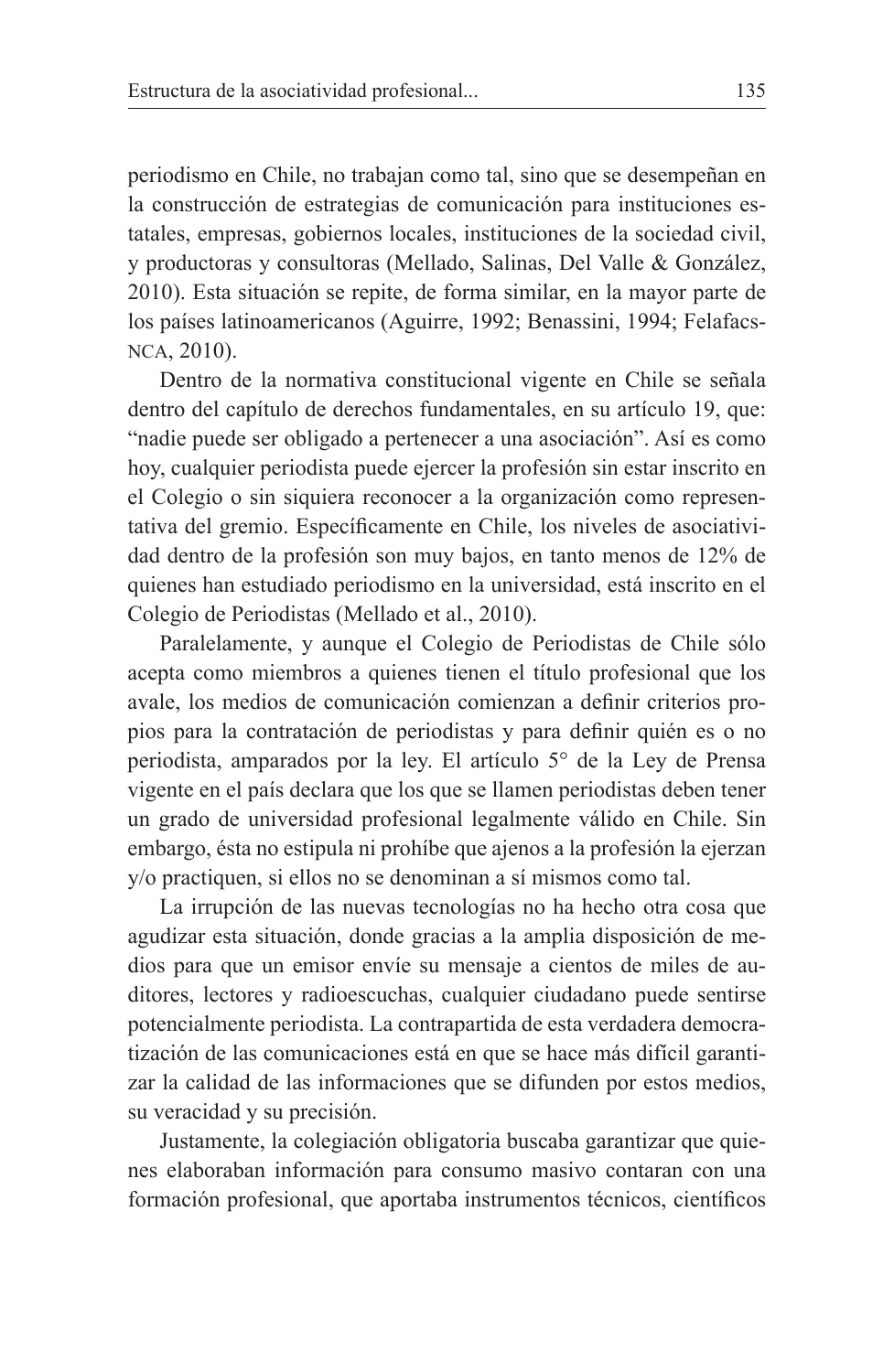periodismo en Chile, no trabajan como tal, sino que se desempeñan en la construcción de estrategias de comunicación para instituciones estatales, empresas, gobiernos locales, instituciones de la sociedad civil, y productoras y consultoras (Mellado, Salinas, Del Valle & González, 2010). Esta situación se repite, de forma similar, en la mayor parte de los países latinoamericanos (Aguirre, 1992; Benassini, 1994; Felafacs-NCA, 2010).

Dentro de la normativa constitucional vigente en Chile se señala dentro del capítulo de derechos fundamentales, en su artículo 19, que: "nadie puede ser obligado a pertenecer a una asociación". Así es como hoy, cualquier periodista puede ejercer la profesión sin estar inscrito en el Colegio o sin siquiera reconocer a la organización como representativa del gremio. Específicamente en Chile, los niveles de asociatividad dentro de la profesión son muy bajos, en tanto menos de 12% de quienes han estudiado periodismo en la universidad, está inscrito en el Colegio de Periodistas (Mellado et al., 2010).

Paralelamente, y aunque el Colegio de Periodistas de Chile sólo acepta como miembros a quienes tienen el título profesional que los avale, los medios de comunicación comienzan a definir criterios propios para la contratación de periodistas y para definir quién es o no periodista, amparados por la ley. El artículo 5° de la Ley de Prensa vigente en el país declara que los que se llamen periodistas deben tener un grado de universidad profesional legalmente válido en Chile. Sin embargo, ésta no estipula ni prohíbe que ajenos a la profesión la ejerzan y/o practiquen, si ellos no se denominan a sí mismos como tal.

La irrupción de las nuevas tecnologías no ha hecho otra cosa que agudizar esta situación, donde gracias a la amplia disposición de medios para que un emisor envíe su mensaje a cientos de miles de auditores, lectores y radioescuchas, cualquier ciudadano puede sentirse potencialmente periodista. La contrapartida de esta verdadera democratización de las comunicaciones está en que se hace más difícil garantizar la calidad de las informaciones que se difunden por estos medios, su veracidad y su precisión.

Justamente, la colegiación obligatoria buscaba garantizar que quienes elaboraban información para consumo masivo contaran con una formación profesional, que aportaba instrumentos técnicos, científicos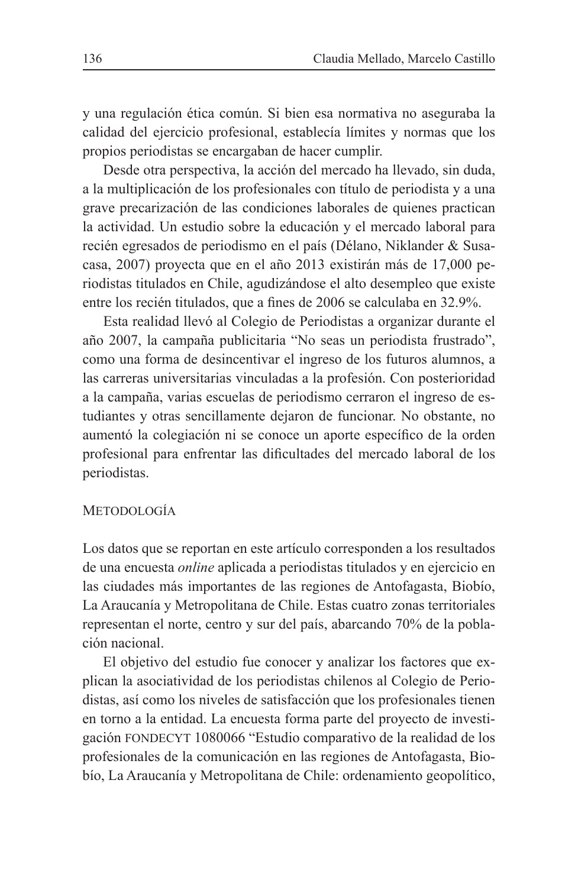y una regulación ética común. Si bien esa normativa no aseguraba la calidad del ejercicio profesional, establecía límites y normas que los propios periodistas se encargaban de hacer cumplir.

Desde otra perspectiva, la acción del mercado ha llevado, sin duda, a la multiplicación de los profesionales con título de periodista y a una grave precarización de las condiciones laborales de quienes practican la actividad. Un estudio sobre la educación y el mercado laboral para recién egresados de periodismo en el país (Délano, Niklander & Susacasa, 2007) proyecta que en el año 2013 existirán más de 17,000 periodistas titulados en Chile, agudizándose el alto desempleo que existe entre los recién titulados, que a fines de 2006 se calculaba en 32.9%.

Esta realidad llevó al Colegio de Periodistas a organizar durante el año 2007, la campaña publicitaria "No seas un periodista frustrado", como una forma de desincentivar el ingreso de los futuros alumnos, a las carreras universitarias vinculadas a la profesión. Con posterioridad a la campaña, varias escuelas de periodismo cerraron el ingreso de estudiantes y otras sencillamente dejaron de funcionar. No obstante, no aumentó la colegiación ni se conoce un aporte específico de la orden profesional para enfrentar las dificultades del mercado laboral de los periodistas.

## Metodología

Los datos que se reportan en este artículo corresponden a los resultados de una encuesta *online* aplicada a periodistas titulados y en ejercicio en las ciudades más importantes de las regiones de Antofagasta, Biobío, La Araucanía y Metropolitana de Chile. Estas cuatro zonas territoriales representan el norte, centro y sur del país, abarcando 70% de la población nacional.

El objetivo del estudio fue conocer y analizar los factores que explican la asociatividad de los periodistas chilenos al Colegio de Periodistas, así como los niveles de satisfacción que los profesionales tienen en torno a la entidad. La encuesta forma parte del proyecto de investigación FONDECYT 1080066 "Estudio comparativo de la realidad de los profesionales de la comunicación en las regiones de Antofagasta, Biobío, La Araucanía y Metropolitana de Chile: ordenamiento geopolítico,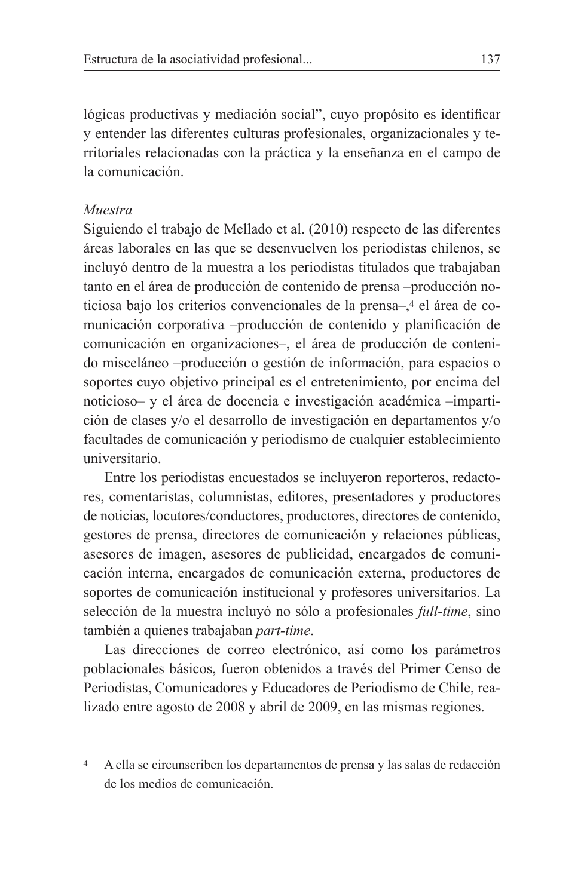lógicas productivas y mediación social", cuyo propósito es identificar y entender las diferentes culturas profesionales, organizacionales y territoriales relacionadas con la práctica y la enseñanza en el campo de la comunicación.

*Muestra*

Siguiendo el trabajo de Mellado et al. (2010) respecto de las diferentes áreas laborales en las que se desenvuelven los periodistas chilenos, se incluyó dentro de la muestra a los periodistas titulados que trabajaban tanto en el área de producción de contenido de prensa –producción noticiosa bajo los criterios convencionales de la prensa–,[4] el área de comunicación corporativa –producción de contenido y planificación de comunicación en organizaciones–, el área de producción de contenido misceláneo –producción o gestión de información, para espacios o soportes cuyo objetivo principal es el entretenimiento, por encima del noticioso– y el área de docencia e investigación académica –impartición de clases y/o el desarrollo de investigación en departamentos y/o facultades de comunicación y periodismo de cualquier establecimiento universitario.

Entre los periodistas encuestados se incluyeron reporteros, redactores, comentaristas, columnistas, editores, presentadores y productores de noticias, locutores/conductores, productores, directores de contenido, gestores de prensa, directores de comunicación y relaciones públicas, asesores de imagen, asesores de publicidad, encargados de comunicación interna, encargados de comunicación externa, productores de soportes de comunicación institucional y profesores universitarios. La selección de la muestra incluyó no sólo a profesionales *full-time*, sino también a quienes trabajaban *part-time*.

Las direcciones de correo electrónico, así como los parámetros poblacionales básicos, fueron obtenidos a través del Primer Censo de Periodistas, Comunicadores y Educadores de Periodismo de Chile, realizado entre agosto de 2008 y abril de 2009, en las mismas regiones.

---

[4] A ella se circunscriben los departamentos de prensa y las salas de redacción de los medios de comunicación.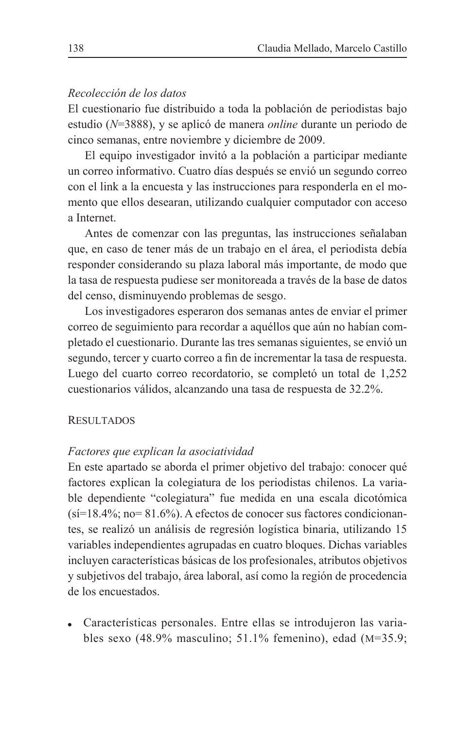*Recolección de los datos*

El cuestionario fue distribuido a toda la población de periodistas bajo estudio (*N*=3888), y se aplicó de manera *online* durante un periodo de cinco semanas, entre noviembre y diciembre de 2009.

El equipo investigador invitó a la población a participar mediante un correo informativo. Cuatro días después se envió un segundo correo con el link a la encuesta y las instrucciones para responderla en el momento que ellos desearan, utilizando cualquier computador con acceso a Internet.

Antes de comenzar con las preguntas, las instrucciones señalaban que, en caso de tener más de un trabajo en el área, el periodista debía responder considerando su plaza laboral más importante, de modo que la tasa de respuesta pudiese ser monitoreada a través de la base de datos del censo, disminuyendo problemas de sesgo.

Los investigadores esperaron dos semanas antes de enviar el primer correo de seguimiento para recordar a aquéllos que aún no habían completado el cuestionario. Durante las tres semanas siguientes, se envió un segundo, tercer y cuarto correo a fin de incrementar la tasa de respuesta. Luego del cuarto correo recordatorio, se completó un total de 1,252 cuestionarios válidos, alcanzando una tasa de respuesta de 32.2%.

## Resultados

*Factores que explican la asociatividad*

En este apartado se aborda el primer objetivo del trabajo: conocer qué factores explican la colegiatura de los periodistas chilenos. La variable dependiente "colegiatura" fue medida en una escala dicotómica (sí=18.4%; no= 81.6%). A efectos de conocer sus factores condicionantes, se realizó un análisis de regresión logística binaria, utilizando 15 variables independientes agrupadas en cuatro bloques. Dichas variables incluyen características básicas de los profesionales, atributos objetivos y subjetivos del trabajo, área laboral, así como la región de procedencia de los encuestados.

- Características personales. Entre ellas se introdujeron las variables sexo (48.9% masculino; 51.1% femenino), edad (M=35.9;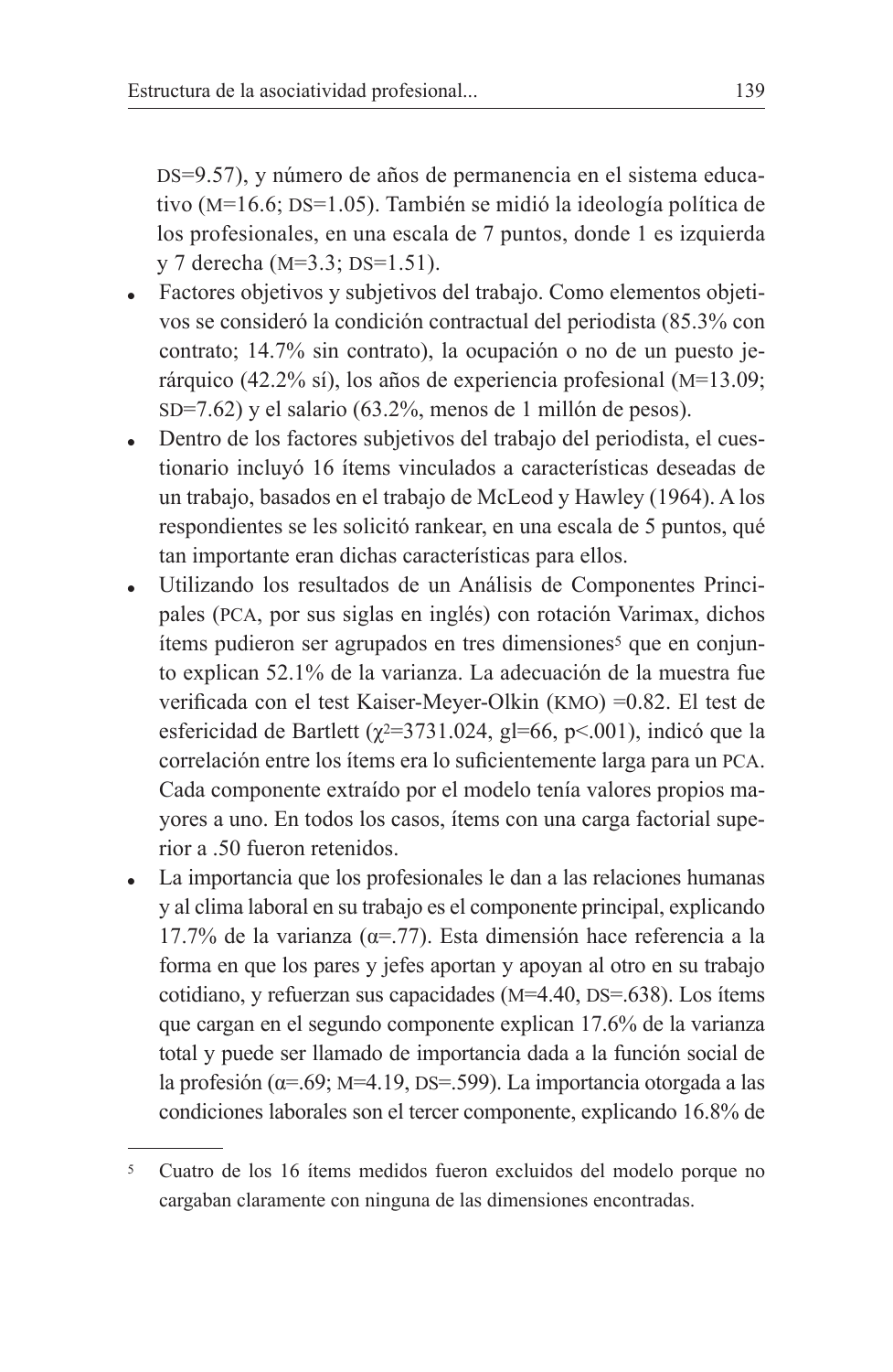DS=9.57), y número de años de permanencia en el sistema educativo (M=16.6; DS=1.05). También se midió la ideología política de los profesionales, en una escala de 7 puntos, donde 1 es izquierda y 7 derecha (M=3.3; DS=1.51).

- Factores objetivos y subjetivos del trabajo. Como elementos objetivos se consideró la condición contractual del periodista (85.3% con contrato; 14.7% sin contrato), la ocupación o no de un puesto jerárquico (42.2% sí), los años de experiencia profesional (M=13.09; SD=7.62) y el salario (63.2%, menos de 1 millón de pesos).
- Dentro de los factores subjetivos del trabajo del periodista, el cuestionario incluyó 16 ítems vinculados a características deseadas de un trabajo, basados en el trabajo de McLeod y Hawley (1964). A los respondientes se les solicitó rankear, en una escala de 5 puntos, qué tan importante eran dichas características para ellos.
- Utilizando los resultados de un Análisis de Componentes Principales (PCA, por sus siglas en inglés) con rotación Varimax, dichos ítems pudieron ser agrupados en tres dimensiones[5] que en conjunto explican 52.1% de la varianza. La adecuación de la muestra fue verificada con el test Kaiser-Meyer-Olkin (KMO) =0.82. El test de esfericidad de Bartlett ($\chi^2$=3731.024, gl=66, p<.001), indicó que la correlación entre los ítems era lo suficientemente larga para un PCA. Cada componente extraído por el modelo tenía valores propios mayores a uno. En todos los casos, ítems con una carga factorial superior a .50 fueron retenidos.
- La importancia que los profesionales le dan a las relaciones humanas y al clima laboral en su trabajo es el componente principal, explicando 17.7% de la varianza ($\alpha$=.77). Esta dimensión hace referencia a la forma en que los pares y jefes aportan y apoyan al otro en su trabajo cotidiano, y refuerzan sus capacidades (M=4.40, DS=.638). Los ítems que cargan en el segundo componente explican 17.6% de la varianza total y puede ser llamado de importancia dada a la función social de la profesión ($\alpha$=.69; M=4.19, DS=.599). La importancia otorgada a las condiciones laborales son el tercer componente, explicando 16.8% de

---

[5] Cuatro de los 16 ítems medidos fueron excluidos del modelo porque no cargaban claramente con ninguna de las dimensiones encontradas.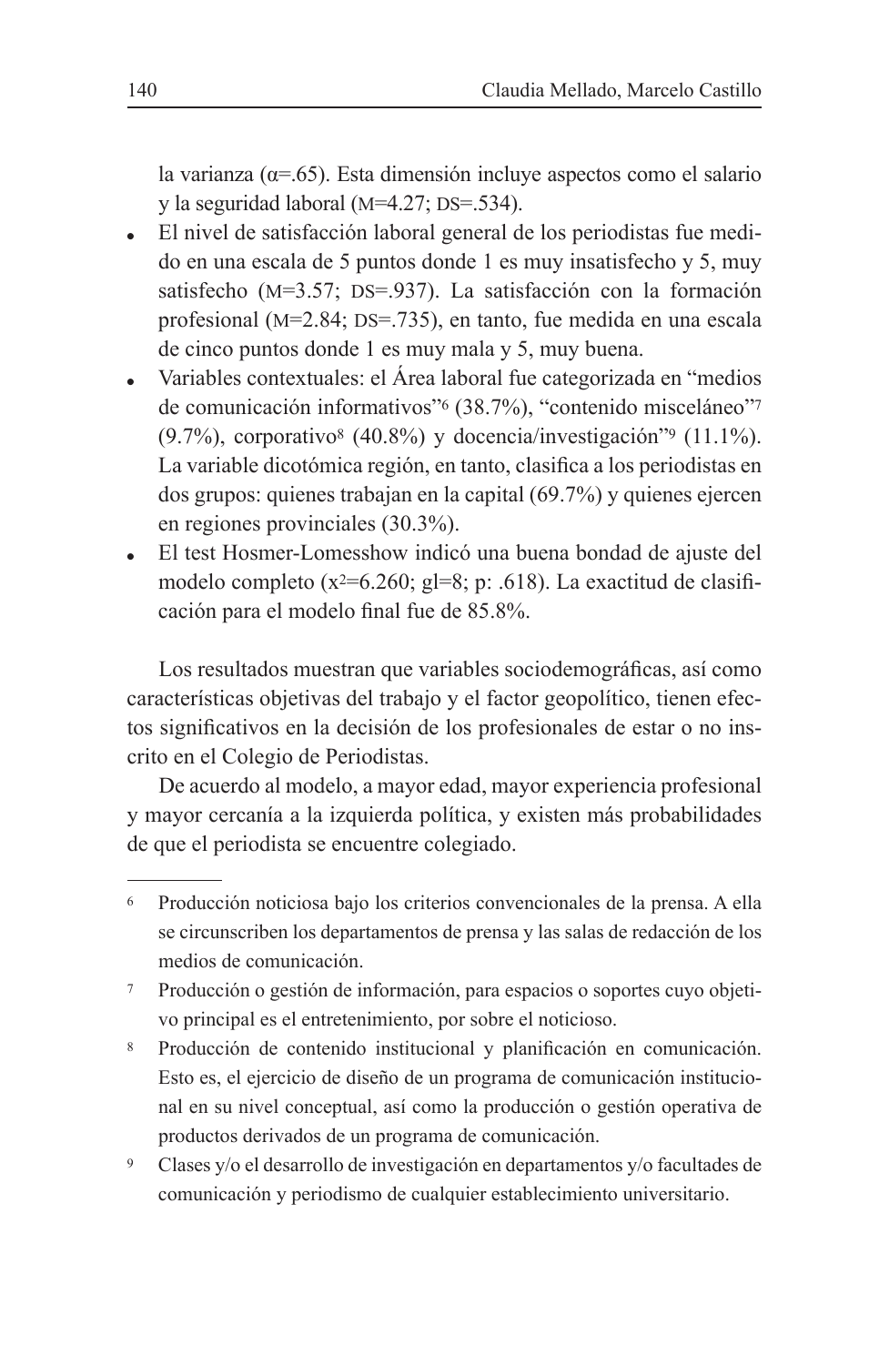la varianza (α=.65). Esta dimensión incluye aspectos como el salario y la seguridad laboral (M=4.27; DS=.534).

- El nivel de satisfacción laboral general de los periodistas fue medido en una escala de 5 puntos donde 1 es muy insatisfecho y 5, muy satisfecho (M=3.57; DS=.937). La satisfacción con la formación profesional (M=2.84; DS=.735), en tanto, fue medida en una escala de cinco puntos donde 1 es muy mala y 5, muy buena.
- Variables contextuales: el Área laboral fue categorizada en "medios de comunicación informativos"[6] (38.7%), "contenido misceláneo"[7] (9.7%), corporativo[8] (40.8%) y docencia/investigación"[9] (11.1%). La variable dicotómica región, en tanto, clasifica a los periodistas en dos grupos: quienes trabajan en la capital (69.7%) y quienes ejercen en regiones provinciales (30.3%).
- El test Hosmer-Lomesshow indicó una buena bondad de ajuste del modelo completo ($x^2$=6.260; gl=8; p: .618). La exactitud de clasificación para el modelo final fue de 85.8%.

Los resultados muestran que variables sociodemográficas, así como características objetivas del trabajo y el factor geopolítico, tienen efectos significativos en la decisión de los profesionales de estar o no inscrito en el Colegio de Periodistas.

De acuerdo al modelo, a mayor edad, mayor experiencia profesional y mayor cercanía a la izquierda política, y existen más probabilidades de que el periodista se encuentre colegiado.

---

[6] Producción noticiosa bajo los criterios convencionales de la prensa. A ella se circunscriben los departamentos de prensa y las salas de redacción de los medios de comunicación.

[7] Producción o gestión de información, para espacios o soportes cuyo objetivo principal es el entretenimiento, por sobre el noticioso.

[8] Producción de contenido institucional y planificación en comunicación. Esto es, el ejercicio de diseño de un programa de comunicación institucional en su nivel conceptual, así como la producción o gestión operativa de productos derivados de un programa de comunicación.

[9] Clases y/o el desarrollo de investigación en departamentos y/o facultades de comunicación y periodismo de cualquier establecimiento universitario.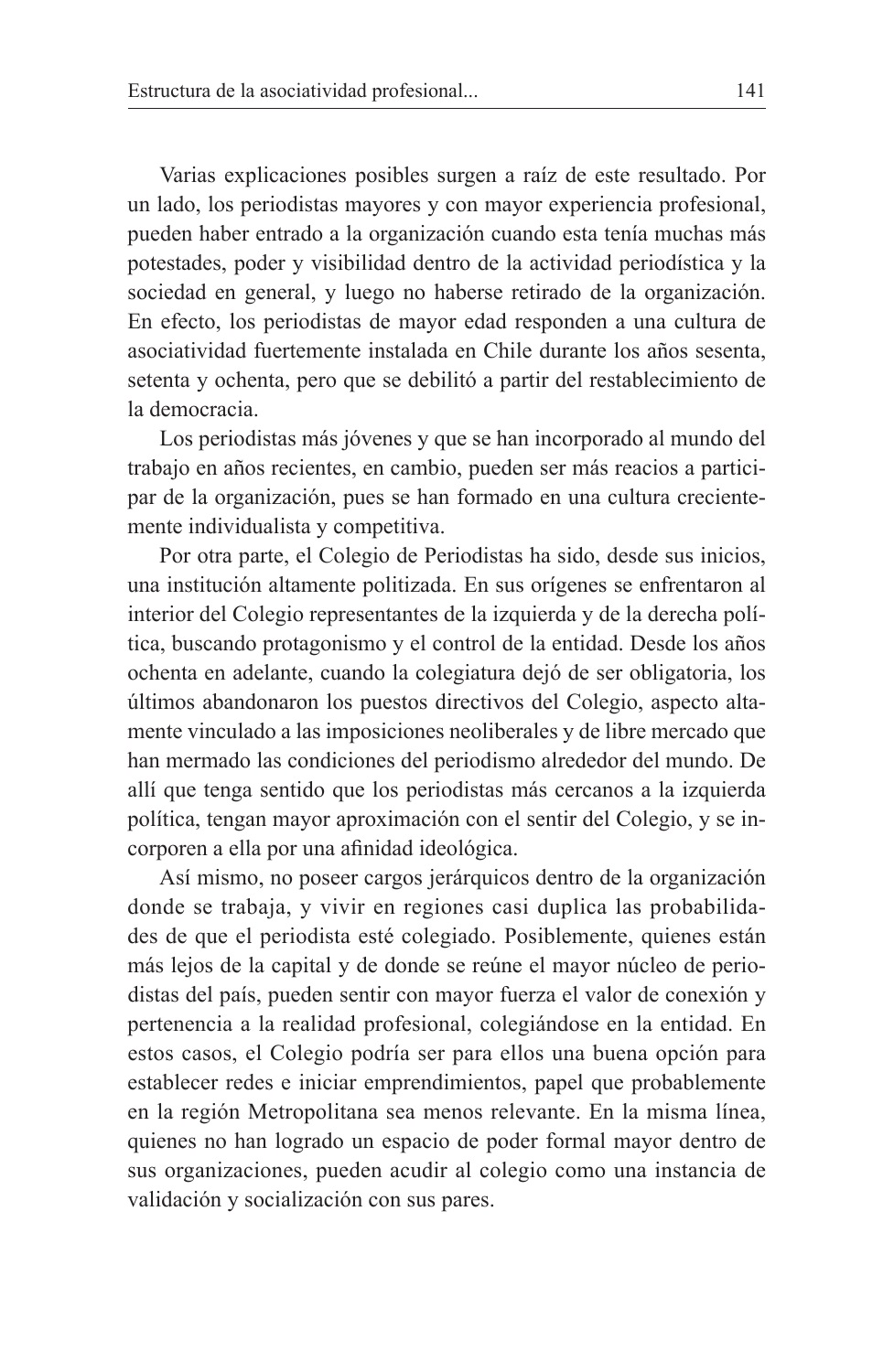Varias explicaciones posibles surgen a raíz de este resultado. Por un lado, los periodistas mayores y con mayor experiencia profesional, pueden haber entrado a la organización cuando esta tenía muchas más potestades, poder y visibilidad dentro de la actividad periodística y la sociedad en general, y luego no haberse retirado de la organización. En efecto, los periodistas de mayor edad responden a una cultura de asociatividad fuertemente instalada en Chile durante los años sesenta, setenta y ochenta, pero que se debilitó a partir del restablecimiento de la democracia.

Los periodistas más jóvenes y que se han incorporado al mundo del trabajo en años recientes, en cambio, pueden ser más reacios a participar de la organización, pues se han formado en una cultura crecientemente individualista y competitiva.

Por otra parte, el Colegio de Periodistas ha sido, desde sus inicios, una institución altamente politizada. En sus orígenes se enfrentaron al interior del Colegio representantes de la izquierda y de la derecha política, buscando protagonismo y el control de la entidad. Desde los años ochenta en adelante, cuando la colegiatura dejó de ser obligatoria, los últimos abandonaron los puestos directivos del Colegio, aspecto altamente vinculado a las imposiciones neoliberales y de libre mercado que han mermado las condiciones del periodismo alrededor del mundo. De allí que tenga sentido que los periodistas más cercanos a la izquierda política, tengan mayor aproximación con el sentir del Colegio, y se incorporen a ella por una afinidad ideológica.

Así mismo, no poseer cargos jerárquicos dentro de la organización donde se trabaja, y vivir en regiones casi duplica las probabilidades de que el periodista esté colegiado. Posiblemente, quienes están más lejos de la capital y de donde se reúne el mayor núcleo de periodistas del país, pueden sentir con mayor fuerza el valor de conexión y pertenencia a la realidad profesional, colegiándose en la entidad. En estos casos, el Colegio podría ser para ellos una buena opción para establecer redes e iniciar emprendimientos, papel que probablemente en la región Metropolitana sea menos relevante. En la misma línea, quienes no han logrado un espacio de poder formal mayor dentro de sus organizaciones, pueden acudir al colegio como una instancia de validación y socialización con sus pares.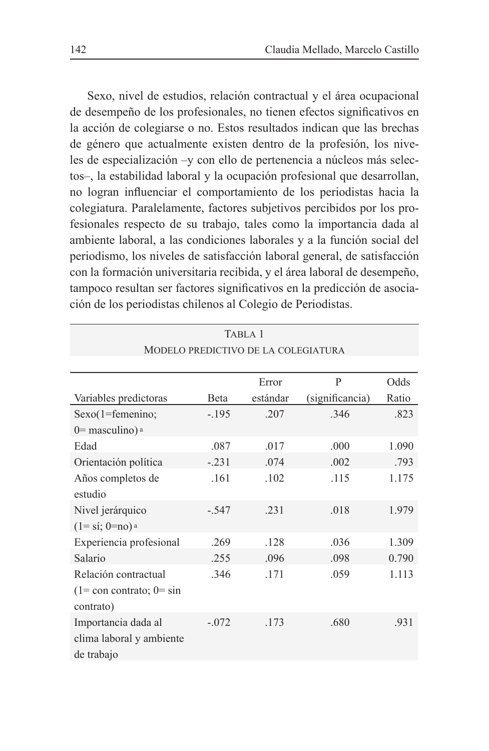Sexo, nivel de estudios, relación contractual y el área ocupacional de desempeño de los profesionales, no tienen efectos significativos en la acción de colegiarse o no. Estos resultados indican que las brechas de género que actualmente existen dentro de la profesión, los niveles de especialización –y con ello de pertenencia a núcleos más selectos–, la estabilidad laboral y la ocupación profesional que desarrollan, no logran influenciar el comportamiento de los periodistas hacia la colegiatura. Paralelamente, factores subjetivos percibidos por los profesionales respecto de su trabajo, tales como la importancia dada al ambiente laboral, a las condiciones laborales y a la función social del periodismo, los niveles de satisfacción laboral general, de satisfacción con la formación universitaria recibida, y el área laboral de desempeño, tampoco resultan ser factores significativos en la predicción de asociación de los periodistas chilenos al Colegio de Periodistas.

Tabla 1
Modelo predictivo de la colegiatura

| Variables predictoras | Beta | Error estándar | P (significancia) | Odds Ratio |
|---|---|---|---|---|
| Sexo(1=femenino; 0= masculino) [a] | -.195 | .207 | .346 | .823 |
| Edad | .087 | .017 | .000 | 1.090 |
| Orientación política | -.231 | .074 | .002 | .793 |
| Años completos de estudio | .161 | .102 | .115 | 1.175 |
| Nivel jerárquico (1= sí; 0=no) [a] | -.547 | .231 | .018 | 1.979 |
| Experiencia profesional | .269 | .128 | .036 | 1.309 |
| Salario | .255 | .096 | .098 | 0.790 |
| Relación contractual (1= con contrato; 0= sin contrato) | .346 | .171 | .059 | 1.113 |
| Importancia dada al clima laboral y ambiente de trabajo | -.072 | .173 | .680 | .931 |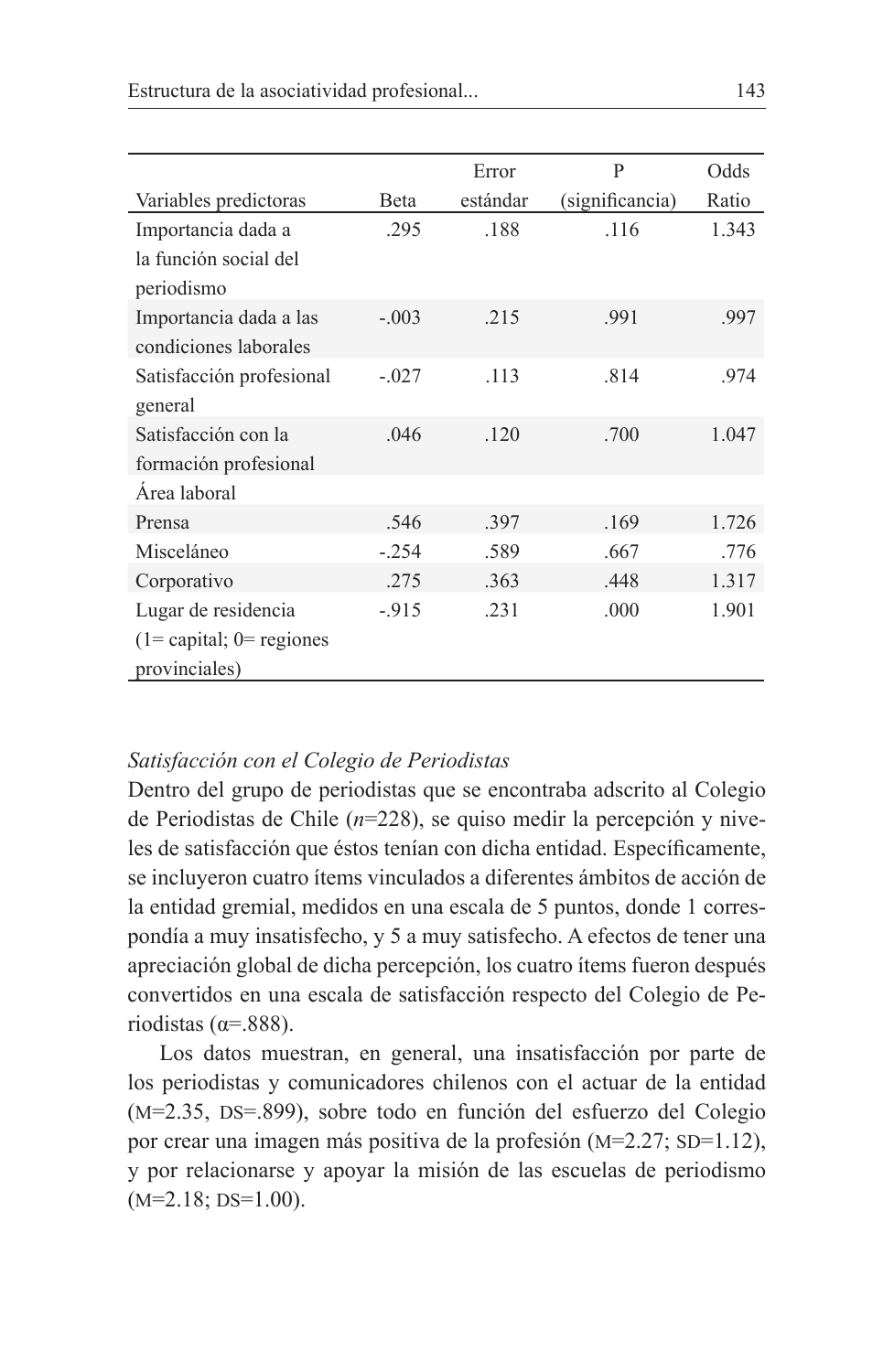| Variables predictoras | Beta | Error estándar | P (significancia) | Odds Ratio |
|---|---|---|---|---|
| Importancia dada a la función social del periodismo | .295 | .188 | .116 | 1.343 |
| Importancia dada a las condiciones laborales | -.003 | .215 | .991 | .997 |
| Satisfacción profesional general | -.027 | .113 | .814 | .974 |
| Satisfacción con la formación profesional | .046 | .120 | .700 | 1.047 |
| Área laboral | | | | |
| Prensa | .546 | .397 | .169 | 1.726 |
| Misceláneo | -.254 | .589 | .667 | .776 |
| Corporativo | .275 | .363 | .448 | 1.317 |
| Lugar de residencia (1= capital; 0= regiones provinciales) | -.915 | .231 | .000 | 1.901 |

*Satisfacción con el Colegio de Periodistas*

Dentro del grupo de periodistas que se encontraba adscrito al Colegio de Periodistas de Chile (*n*=228), se quiso medir la percepción y niveles de satisfacción que éstos tenían con dicha entidad. Específicamente, se incluyeron cuatro ítems vinculados a diferentes ámbitos de acción de la entidad gremial, medidos en una escala de 5 puntos, donde 1 correspondía a muy insatisfecho, y 5 a muy satisfecho. A efectos de tener una apreciación global de dicha percepción, los cuatro ítems fueron después convertidos en una escala de satisfacción respecto del Colegio de Periodistas (α=.888).

Los datos muestran, en general, una insatisfacción por parte de los periodistas y comunicadores chilenos con el actuar de la entidad (M=2.35, DS=.899), sobre todo en función del esfuerzo del Colegio por crear una imagen más positiva de la profesión (M=2.27; SD=1.12), y por relacionarse y apoyar la misión de las escuelas de periodismo (M=2.18; DS=1.00).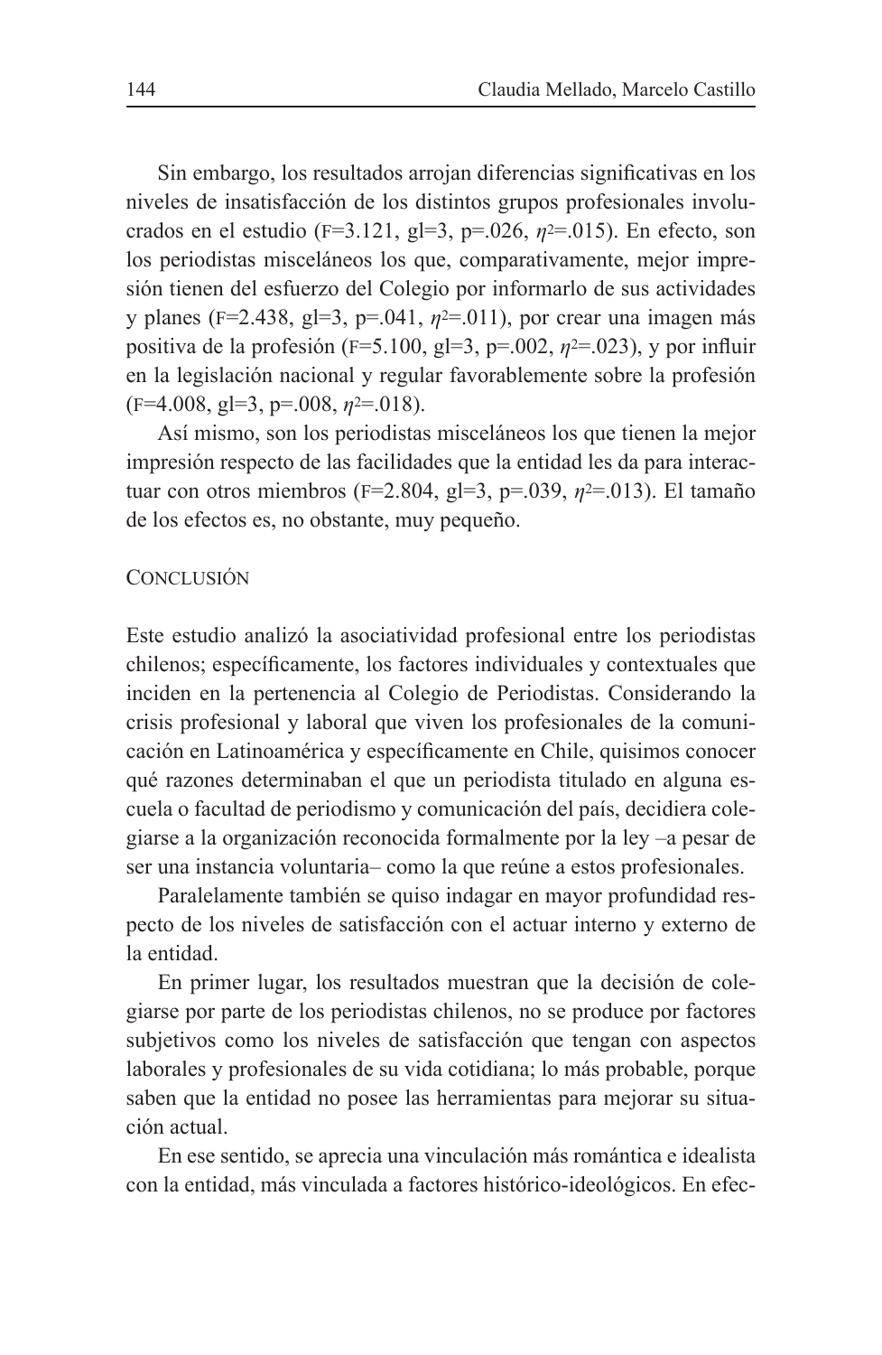Sin embargo, los resultados arrojan diferencias significativas en los niveles de insatisfacción de los distintos grupos profesionales involucrados en el estudio ($F=3.121$, $gl=3$, $p=.026$, $\eta^2=.015$). En efecto, son los periodistas misceláneos los que, comparativamente, mejor impresión tienen del esfuerzo del Colegio por informarlo de sus actividades y planes ($F=2.438$, $gl=3$, $p=.041$, $\eta^2=.011$), por crear una imagen más positiva de la profesión ($F=5.100$, $gl=3$, $p=.002$, $\eta^2=.023$), y por influir en la legislación nacional y regular favorablemente sobre la profesión ($F=4.008$, $gl=3$, $p=.008$, $\eta^2=.018$).

Así mismo, son los periodistas misceláneos los que tienen la mejor impresión respecto de las facilidades que la entidad les da para interactuar con otros miembros ($F=2.804$, $gl=3$, $p=.039$, $\eta^2=.013$). El tamaño de los efectos es, no obstante, muy pequeño.

## Conclusión

Este estudio analizó la asociatividad profesional entre los periodistas chilenos; específicamente, los factores individuales y contextuales que inciden en la pertenencia al Colegio de Periodistas. Considerando la crisis profesional y laboral que viven los profesionales de la comunicación en Latinoamérica y específicamente en Chile, quisimos conocer qué razones determinaban el que un periodista titulado en alguna escuela o facultad de periodismo y comunicación del país, decidiera colegiarse a la organización reconocida formalmente por la ley –a pesar de ser una instancia voluntaria– como la que reúne a estos profesionales.

Paralelamente también se quiso indagar en mayor profundidad respecto de los niveles de satisfacción con el actuar interno y externo de la entidad.

En primer lugar, los resultados muestran que la decisión de colegiarse por parte de los periodistas chilenos, no se produce por factores subjetivos como los niveles de satisfacción que tengan con aspectos laborales y profesionales de su vida cotidiana; lo más probable, porque saben que la entidad no posee las herramientas para mejorar su situación actual.

En ese sentido, se aprecia una vinculación más romántica e idealista con la entidad, más vinculada a factores histórico-ideológicos. En efec-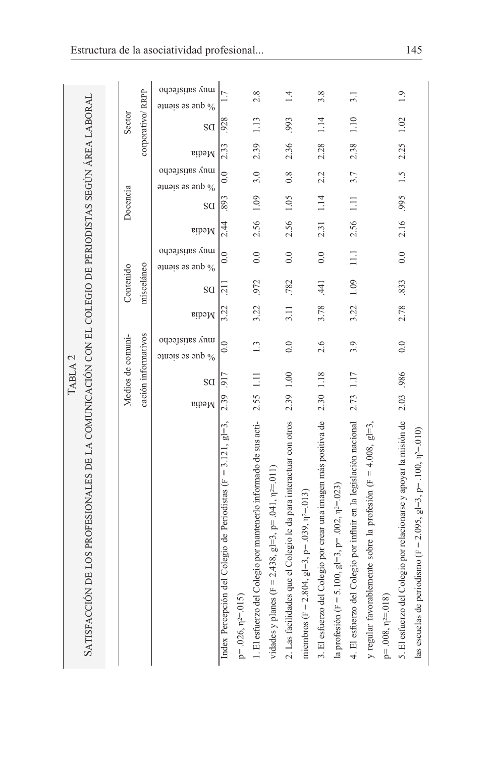# TABLA 2

## SATISFACCIÓN DE LOS PROFESIONALES DE LA COMUNICACIÓN CON EL COLEGIO DE PERIODISTAS SEGÚN ÁREA LABORAL

| | Medios de comunicación informativos | | | Contenido misceláneo | | | Docencia | | | Sector corporativo/ RRPP | | |
|---|---|---|---|---|---|---|---|---|---|---|---|---|
| | Media | DS | % que se siente muy satisfecho | Media | DS | % que se siente muy satisfecho | Media | DS | % que se siente muy satisfecho | Media | DS | % que se siente muy satisfecho |
| Index Percepción del Colegio de Periodistas ($F = 3.121$, $gl=3$, $p= .026$, $\eta^2=.015$) | 2.39 | .917 | 0.0 | 3.22 | .211 | 0.0 | 2.44 | .893 | 0.0 | 2.33 | .928 | 1.7 |
| 1. El esfuerzo del Colegio por mantenerlo informado de sus actividades y planes ($F = 2.438$, $gl=3$, $p= .041$, $\eta^2=.011$) | 2.55 | 1.11 | 1.3 | 3.22 | .972 | 0.0 | 2.56 | 1.09 | 3.0 | 2.39 | 1.13 | 2.8 |
| 2. Las facilidades que el Colegio le da para interactuar con otros miembros ($F = 2.804$, $gl=3$, $p= .039$, $\eta^2=.013$) | 2.39 | 1.00 | 0.0 | 3.11 | .782 | 0.0 | 2.56 | 1.05 | 0.8 | 2.36 | .993 | 1.4 |
| 3. El esfuerzo del Colegio por crear una imagen más positiva de la profesión ($F = 5.100$, $gl=3$, $p= .002$, $\eta^2=.023$) | 2.30 | 1.18 | 2.6 | 3.78 | .441 | 0.0 | 2.31 | 1.14 | 2.2 | 2.28 | 1.14 | 3.8 |
| 4. El esfuerzo del Colegio por influir en la legislación nacional y regular favorablemente sobre la profesión ($F = 4.008$, $gl=3$, $p= .008$, $\eta^2=.018$) | 2.73 | 1.17 | 3.9 | 3.22 | 1.09 | 11.1 | 2.56 | 1.11 | 3.7 | 2.38 | 1.10 | 3.1 |
| 5. El esfuerzo del Colegio por relacionarse y apoyar la misión de las escuelas de periodismo ($F = 2.095$, $gl=3$, $p= .100$, $\eta^2=.010$) | 2.03 | .986 | 0.0 | 2.78 | .833 | 0.0 | 2.16 | .995 | 1.5 | 2.25 | 1.02 | 1.9 |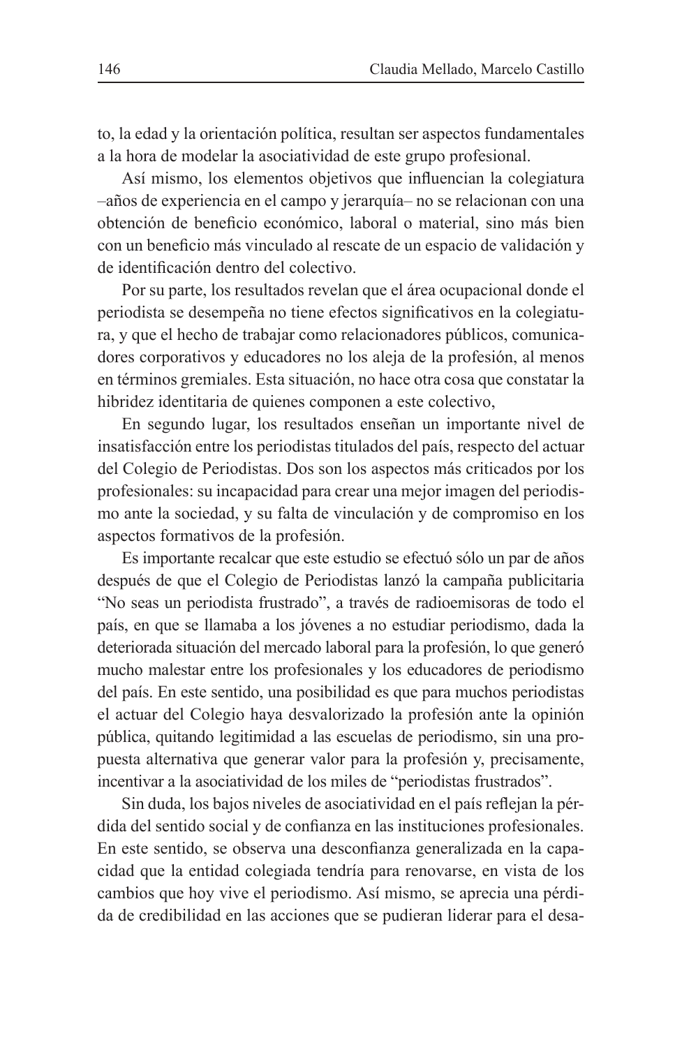to, la edad y la orientación política, resultan ser aspectos fundamentales a la hora de modelar la asociatividad de este grupo profesional.

Así mismo, los elementos objetivos que influencian la colegiatura –años de experiencia en el campo y jerarquía– no se relacionan con una obtención de beneficio económico, laboral o material, sino más bien con un beneficio más vinculado al rescate de un espacio de validación y de identificación dentro del colectivo.

Por su parte, los resultados revelan que el área ocupacional donde el periodista se desempeña no tiene efectos significativos en la colegiatura, y que el hecho de trabajar como relacionadores públicos, comunicadores corporativos y educadores no los aleja de la profesión, al menos en términos gremiales. Esta situación, no hace otra cosa que constatar la hibridez identitaria de quienes componen a este colectivo,

En segundo lugar, los resultados enseñan un importante nivel de insatisfacción entre los periodistas titulados del país, respecto del actuar del Colegio de Periodistas. Dos son los aspectos más criticados por los profesionales: su incapacidad para crear una mejor imagen del periodismo ante la sociedad, y su falta de vinculación y de compromiso en los aspectos formativos de la profesión.

Es importante recalcar que este estudio se efectuó sólo un par de años después de que el Colegio de Periodistas lanzó la campaña publicitaria "No seas un periodista frustrado", a través de radioemisoras de todo el país, en que se llamaba a los jóvenes a no estudiar periodismo, dada la deteriorada situación del mercado laboral para la profesión, lo que generó mucho malestar entre los profesionales y los educadores de periodismo del país. En este sentido, una posibilidad es que para muchos periodistas el actuar del Colegio haya desvalorizado la profesión ante la opinión pública, quitando legitimidad a las escuelas de periodismo, sin una propuesta alternativa que generar valor para la profesión y, precisamente, incentivar a la asociatividad de los miles de "periodistas frustrados".

Sin duda, los bajos niveles de asociatividad en el país reflejan la pérdida del sentido social y de confianza en las instituciones profesionales. En este sentido, se observa una desconfianza generalizada en la capacidad que la entidad colegiada tendría para renovarse, en vista de los cambios que hoy vive el periodismo. Así mismo, se aprecia una pérdida de credibilidad en las acciones que se pudieran liderar para el desa-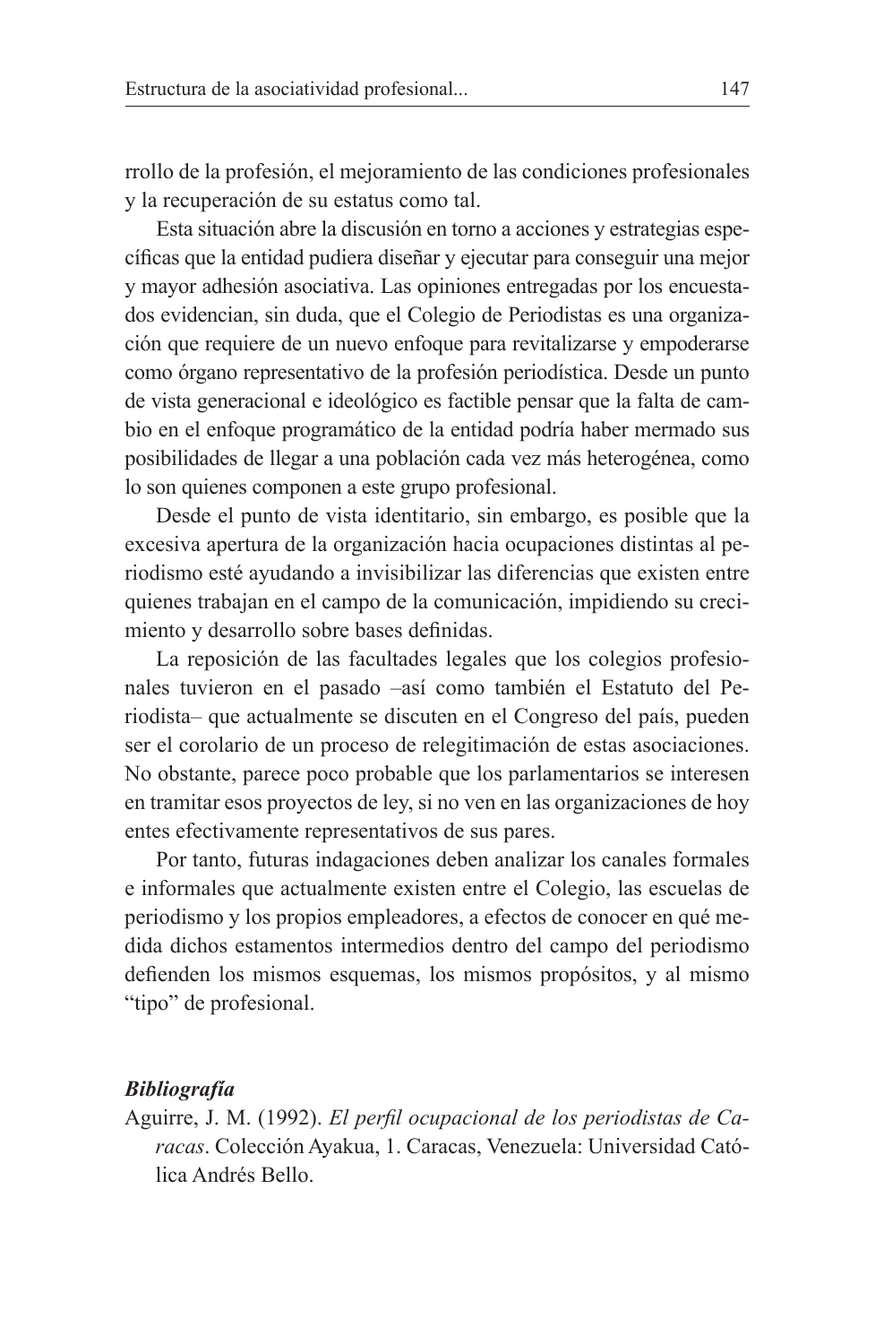rrollo de la profesión, el mejoramiento de las condiciones profesionales y la recuperación de su estatus como tal.

Esta situación abre la discusión en torno a acciones y estrategias específicas que la entidad pudiera diseñar y ejecutar para conseguir una mejor y mayor adhesión asociativa. Las opiniones entregadas por los encuestados evidencian, sin duda, que el Colegio de Periodistas es una organización que requiere de un nuevo enfoque para revitalizarse y empoderarse como órgano representativo de la profesión periodística. Desde un punto de vista generacional e ideológico es factible pensar que la falta de cambio en el enfoque programático de la entidad podría haber mermado sus posibilidades de llegar a una población cada vez más heterogénea, como lo son quienes componen a este grupo profesional.

Desde el punto de vista identitario, sin embargo, es posible que la excesiva apertura de la organización hacia ocupaciones distintas al periodismo esté ayudando a invisibilizar las diferencias que existen entre quienes trabajan en el campo de la comunicación, impidiendo su crecimiento y desarrollo sobre bases definidas.

La reposición de las facultades legales que los colegios profesionales tuvieron en el pasado –así como también el Estatuto del Periodista– que actualmente se discuten en el Congreso del país, pueden ser el corolario de un proceso de relegitimación de estas asociaciones. No obstante, parece poco probable que los parlamentarios se interesen en tramitar esos proyectos de ley, si no ven en las organizaciones de hoy entes efectivamente representativos de sus pares.

Por tanto, futuras indagaciones deben analizar los canales formales e informales que actualmente existen entre el Colegio, las escuelas de periodismo y los propios empleadores, a efectos de conocer en qué medida dichos estamentos intermedios dentro del campo del periodismo defienden los mismos esquemas, los mismos propósitos, y al mismo “tipo” de profesional.

### ***Bibliografía***

Aguirre, J. M. (1992). *El perfil ocupacional de los periodistas de Caracas*. Colección Ayakua, 1. Caracas, Venezuela: Universidad Católica Andrés Bello.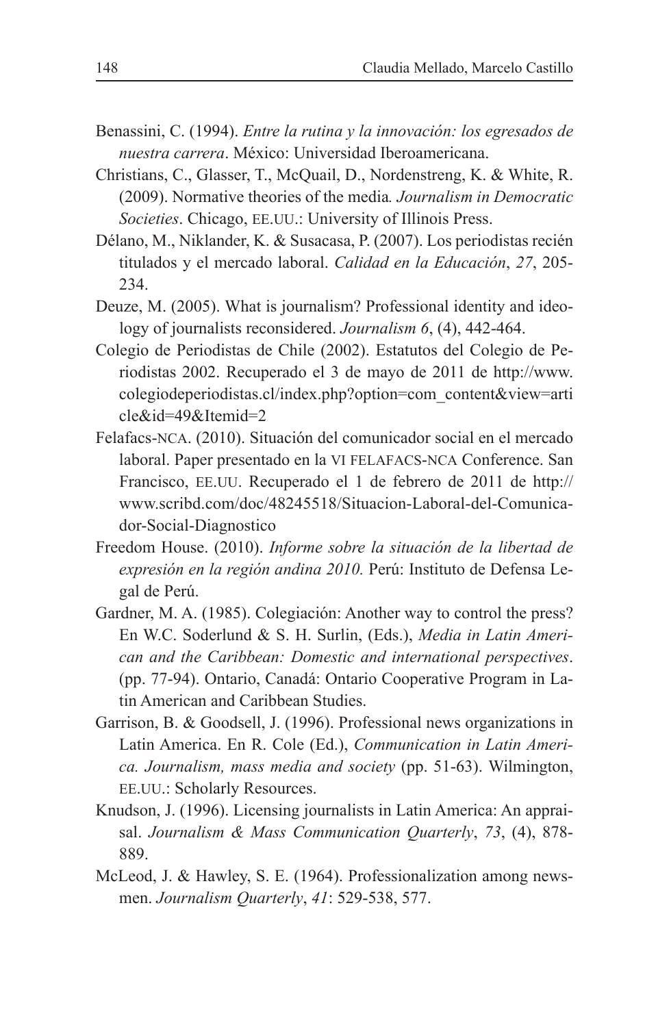Benassini, C. (1994). *Entre la rutina y la innovación: los egresados de nuestra carrera*. México: Universidad Iberoamericana.

Christians, C., Glasser, T., McQuail, D., Nordenstreng, K. & White, R. (2009). Normative theories of the media*. Journalism in Democratic Societies*. Chicago, EE.UU.: University of Illinois Press.

Délano, M., Niklander, K. & Susacasa, P. (2007). Los periodistas recién titulados y el mercado laboral. *Calidad en la Educación*, *27*, 205-234.

Deuze, M. (2005). What is journalism? Professional identity and ideology of journalists reconsidered. *Journalism 6*, (4), 442-464.

Colegio de Periodistas de Chile (2002). Estatutos del Colegio de Periodistas 2002. Recuperado el 3 de mayo de 2011 de http://www.colegiodeperiodistas.cl/index.php?option=com_content&view=article&id=49&Itemid=2

Felafacs-NCA. (2010). Situación del comunicador social en el mercado laboral. Paper presentado en la VI FELAFACS-NCA Conference. San Francisco, EE.UU. Recuperado el 1 de febrero de 2011 de http://www.scribd.com/doc/48245518/Situacion-Laboral-del-Comunicador-Social-Diagnostico

Freedom House. (2010). *Informe sobre la situación de la libertad de expresión en la región andina 2010.* Perú: Instituto de Defensa Legal de Perú.

Gardner, M. A. (1985). Colegiación: Another way to control the press? En W.C. Soderlund & S. H. Surlin, (Eds.), *Media in Latin American and the Caribbean: Domestic and international perspectives*. (pp. 77-94). Ontario, Canadá: Ontario Cooperative Program in Latin American and Caribbean Studies.

Garrison, B. & Goodsell, J. (1996). Professional news organizations in Latin America. En R. Cole (Ed.), *Communication in Latin America. Journalism, mass media and society* (pp. 51-63). Wilmington, EE.UU.: Scholarly Resources.

Knudson, J. (1996). Licensing journalists in Latin America: An appraisal. *Journalism & Mass Communication Quarterly*, *73*, (4), 878-889.

McLeod, J. & Hawley, S. E. (1964). Professionalization among newsmen. *Journalism Quarterly*, *41*: 529-538, 577.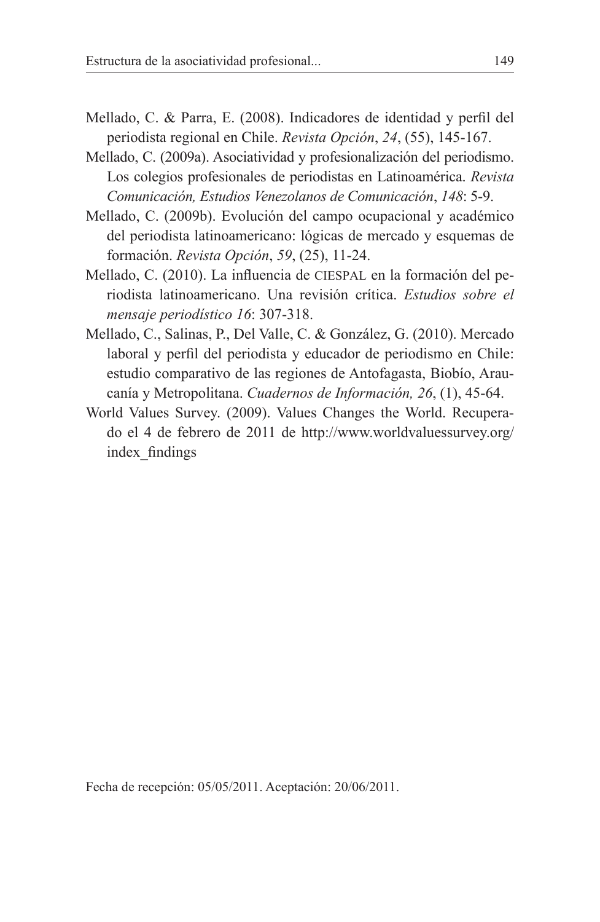Mellado, C. & Parra, E. (2008). Indicadores de identidad y perfil del periodista regional en Chile. *Revista Opción*, *24*, (55), 145-167.

Mellado, C. (2009a). Asociatividad y profesionalización del periodismo. Los colegios profesionales de periodistas en Latinoamérica. *Revista Comunicación, Estudios Venezolanos de Comunicación*, *148*: 5-9.

Mellado, C. (2009b). Evolución del campo ocupacional y académico del periodista latinoamericano: lógicas de mercado y esquemas de formación. *Revista Opción*, *59*, (25), 11-24.

Mellado, C. (2010). La influencia de CIESPAL en la formación del periodista latinoamericano. Una revisión crítica. *Estudios sobre el mensaje periodístico 16*: 307-318.

Mellado, C., Salinas, P., Del Valle, C. & González, G. (2010). Mercado laboral y perfil del periodista y educador de periodismo en Chile: estudio comparativo de las regiones de Antofagasta, Biobío, Araucanía y Metropolitana. *Cuadernos de Información, 26*, (1), 45-64.

World Values Survey. (2009). Values Changes the World. Recuperado el 4 de febrero de 2011 de http://www.worldvaluessurvey.org/index_findings

Fecha de recepción: 05/05/2011. Aceptación: 20/06/2011.